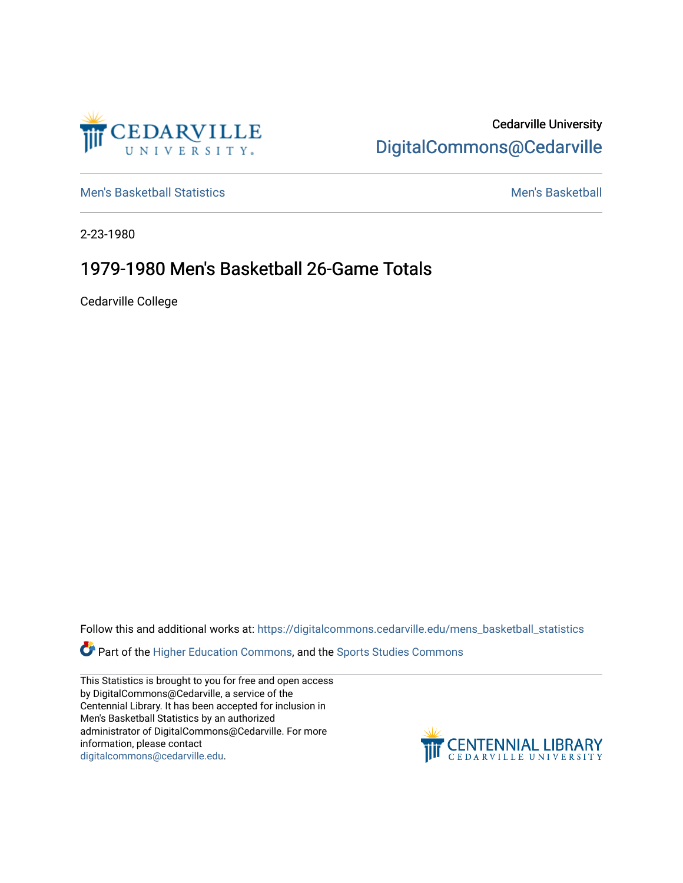Cedarville University
DigitalCommons@Cedarville

Men's Basketball Statistics

Men's Basketball

2-23-1980

# 1979-1980 Men's Basketball 26-Game Totals

Cedarville College

Follow this and additional works at: https://digitalcommons.cedarville.edu/mens_basketball_statistics

Part of the Higher Education Commons, and the Sports Studies Commons

This Statistics is brought to you for free and open access by DigitalCommons@Cedarville, a service of the Centennial Library. It has been accepted for inclusion in Men's Basketball Statistics by an authorized administrator of DigitalCommons@Cedarville. For more information, please contact digitalcommons@cedarville.edu.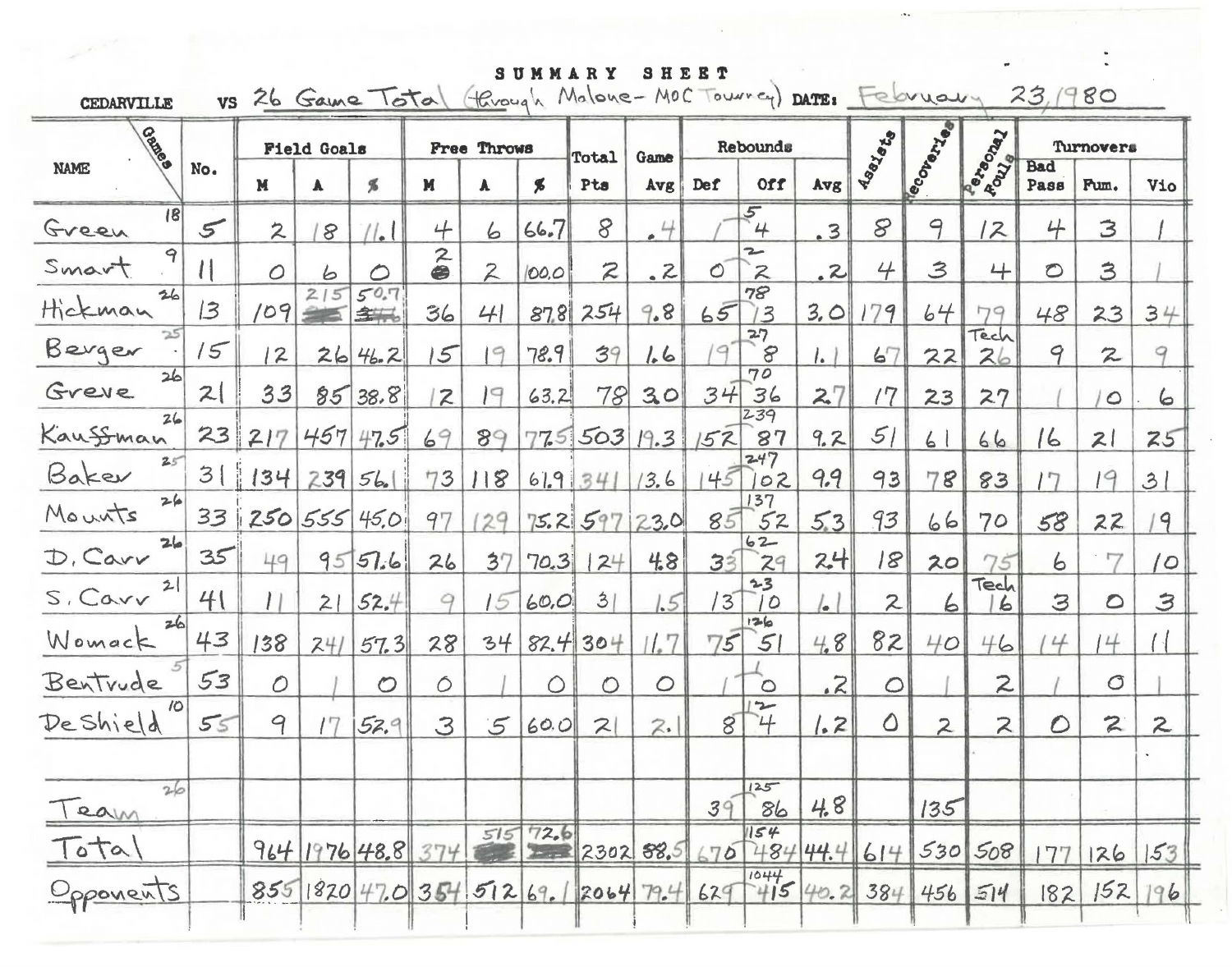# SUMMARY SHEET

**CEDARVILLE** VS 26 Game Total (through Malone - MOC Tourney) **DATE:** February 23, 1980

| NAME | Games | No. | Field Goals M | Field Goals A | Field Goals % | Free Throws M | Free Throws A | Free Throws % | Total Pts | Game Avg | Rebounds Def | Rebounds Off | Rebounds (Total) | Rebounds Avg | Assists | Recoveries | Personal Fouls | Turnovers Bad Pass | Turnovers Fum. | Turnovers Vio |
|---|---|---|---|---|---|---|---|---|---|---|---|---|---|---|---|---|---|---|---|---|
| Green | 18 | 5 | 2 | 18 | 11.1 | 4 | 6 | 66.7 | 8 | .4 | 1 | 4 | 5 | .3 | 8 | 9 | 12 | 4 | 3 | 1 |
| Smart | 9 | 11 | 0 | 6 | 0 | 2 | 2 | 100.0 | 2 | .2 | 0 | 2 | 2 | .2 | 4 | 3 | 4 | 0 | 3 | 1 |
| Hickman | 26 | 13 | 109 | 215 | 50.7 | 36 | 41 | 87.8 | 254 | 9.8 | 65 | 13 | 78 | 3.0 | 179 | 64 | 79 | 48 | 23 | 34 |
| Berger | 25 | 15 | 12 | 26 | 46.2 | 15 | 19 | 78.9 | 39 | 1.6 | 19 | 8 | 27 | 1.1 | 67 | 22 | Tech 26 | 9 | 2 | 9 |
| Greve | 26 | 21 | 33 | 85 | 38.8 | 12 | 19 | 63.2 | 78 | 3.0 | 34 | 36 | 70 | 2.7 | 17 | 23 | 27 | 1 | 10 | 6 |
| Kauffman | 26 | 23 | 217 | 457 | 47.5 | 69 | 89 | 77.5 | 503 | 19.3 | 152 | 87 | 239 | 9.2 | 51 | 61 | 66 | 16 | 21 | 25 |
| Baker | 25 | 31 | 134 | 239 | 56.1 | 73 | 118 | 61.9 | 341 | 13.6 | 145 | 102 | 247 | 9.9 | 93 | 78 | 83 | 17 | 19 | 31 |
| Mounts | 26 | 33 | 250 | 555 | 45.0 | 97 | 129 | 75.2 | 597 | 23.0 | 85 | 52 | 137 | 5.3 | 93 | 66 | 70 | 58 | 22 | 19 |
| D. Carr | 26 | 35 | 49 | 95 | 51.6 | 26 | 37 | 70.3 | 124 | 4.8 | 33 | 29 | 62 | 2.4 | 18 | 20 | 75 | 6 | 7 | 10 |
| S. Carr | 21 | 41 | 11 | 21 | 52.4 | 9 | 15 | 60.0 | 31 | 1.5 | 13 | 10 | 23 | 1.1 | 2 | 6 | Tech 16 | 3 | 0 | 3 |
| Womack | 26 | 43 | 138 | 241 | 57.3 | 28 | 34 | 82.4 | 304 | 11.7 | 75 | 51 | 126 | 4.8 | 82 | 40 | 46 | 14 | 14 | 11 |
| Bentrude | 5 | 53 | 0 | 1 | 0 | 0 | 1 | 0 | 0 | 0 | 1 | 0 | 1 | .2 | 0 | 1 | 2 | 1 | 0 | 1 |
| DeShield | 10 | 55 | 9 | 17 | 52.9 | 3 | 5 | 60.0 | 21 | 2.1 | 8 | 4 | 12 | 1.2 | 0 | 2 | 2 | 0 | 2 | 2 |
| Team | 26 | | | | | | | | | | 39 | 86 | 125 | 4.8 | | 135 | | | | |
| Total | | | 964 | 1976 | 48.8 | 374 | 515 | 72.6 | 2302 | 88.5 | 670 | 484 | 1154 | 44.4 | 614 | 530 | 508 | 177 | 126 | 153 |
| Opponents | | | 855 | 1820 | 47.0 | 354 | 512 | 69.1 | 2064 | 79.4 | 629 | 415 | 1044 | 40.2 | 384 | 456 | 514 | 182 | 152 | 196 |